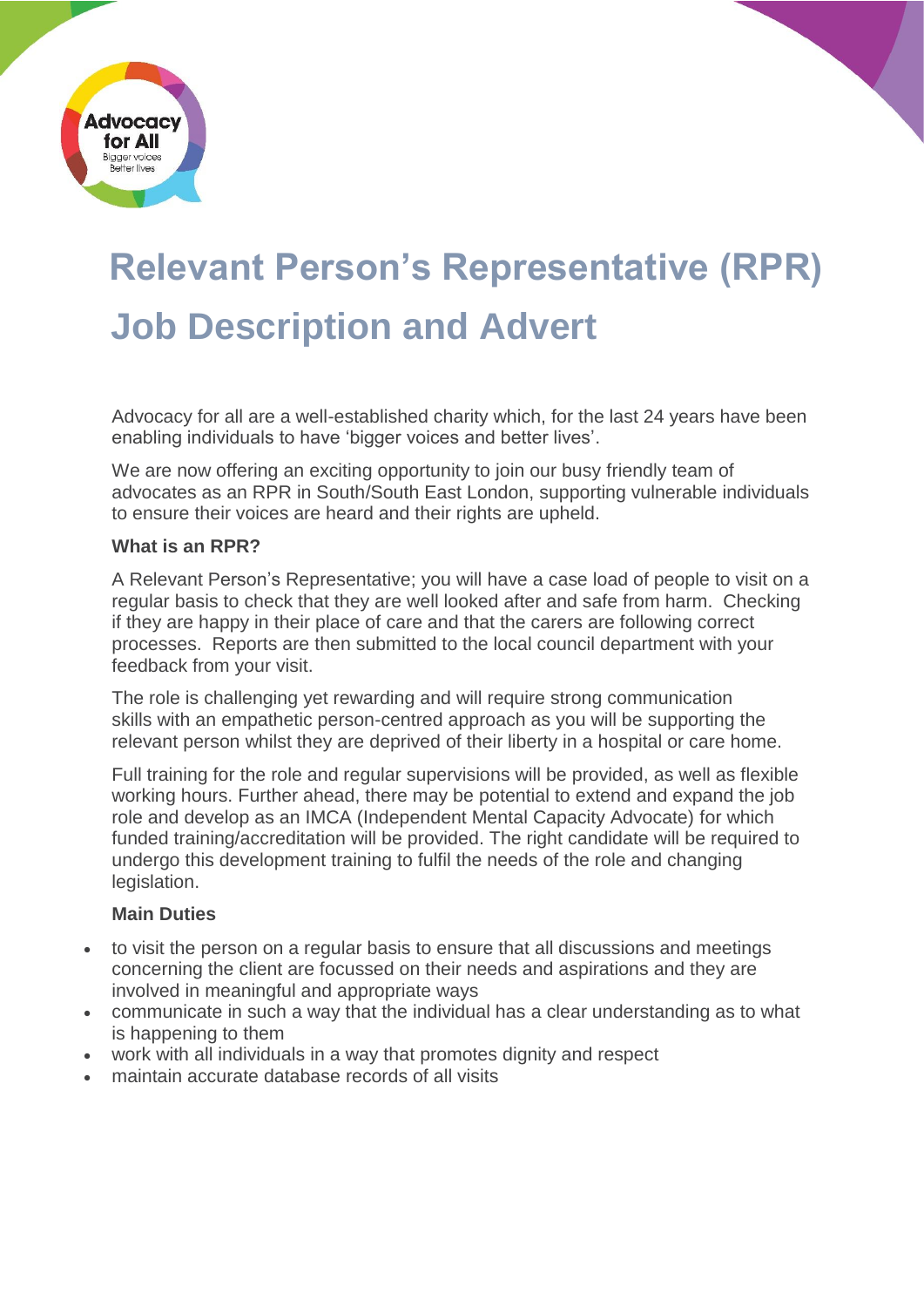# Relevant Person's Representative (RPR) Job Description and Advert

Advocacy for all are a well-established charity which, for the last 24 years have been enabling individuals to have 'bigger voices and better lives'.

We are now offering an exciting opportunity to join our busy friendly team of advocates as an RPR in South/South East London, supporting vulnerable individuals to ensure their voices are heard and their rights are upheld.

**What is an RPR?**

A Relevant Person's Representative; you will have a case load of people to visit on a regular basis to check that they are well looked after and safe from harm. Checking if they are happy in their place of care and that the carers are following correct processes. Reports are then submitted to the local council department with your feedback from your visit.

The role is challenging yet rewarding and will require strong communication skills with an empathetic person-centred approach as you will be supporting the relevant person whilst they are deprived of their liberty in a hospital or care home.

Full training for the role and regular supervisions will be provided, as well as flexible working hours. Further ahead, there may be potential to extend and expand the job role and develop as an IMCA (Independent Mental Capacity Advocate) for which funded training/accreditation will be provided. The right candidate will be required to undergo this development training to fulfil the needs of the role and changing legislation.

**Main Duties**

- to visit the person on a regular basis to ensure that all discussions and meetings concerning the client are focussed on their needs and aspirations and they are involved in meaningful and appropriate ways
- communicate in such a way that the individual has a clear understanding as to what is happening to them
- work with all individuals in a way that promotes dignity and respect
- maintain accurate database records of all visits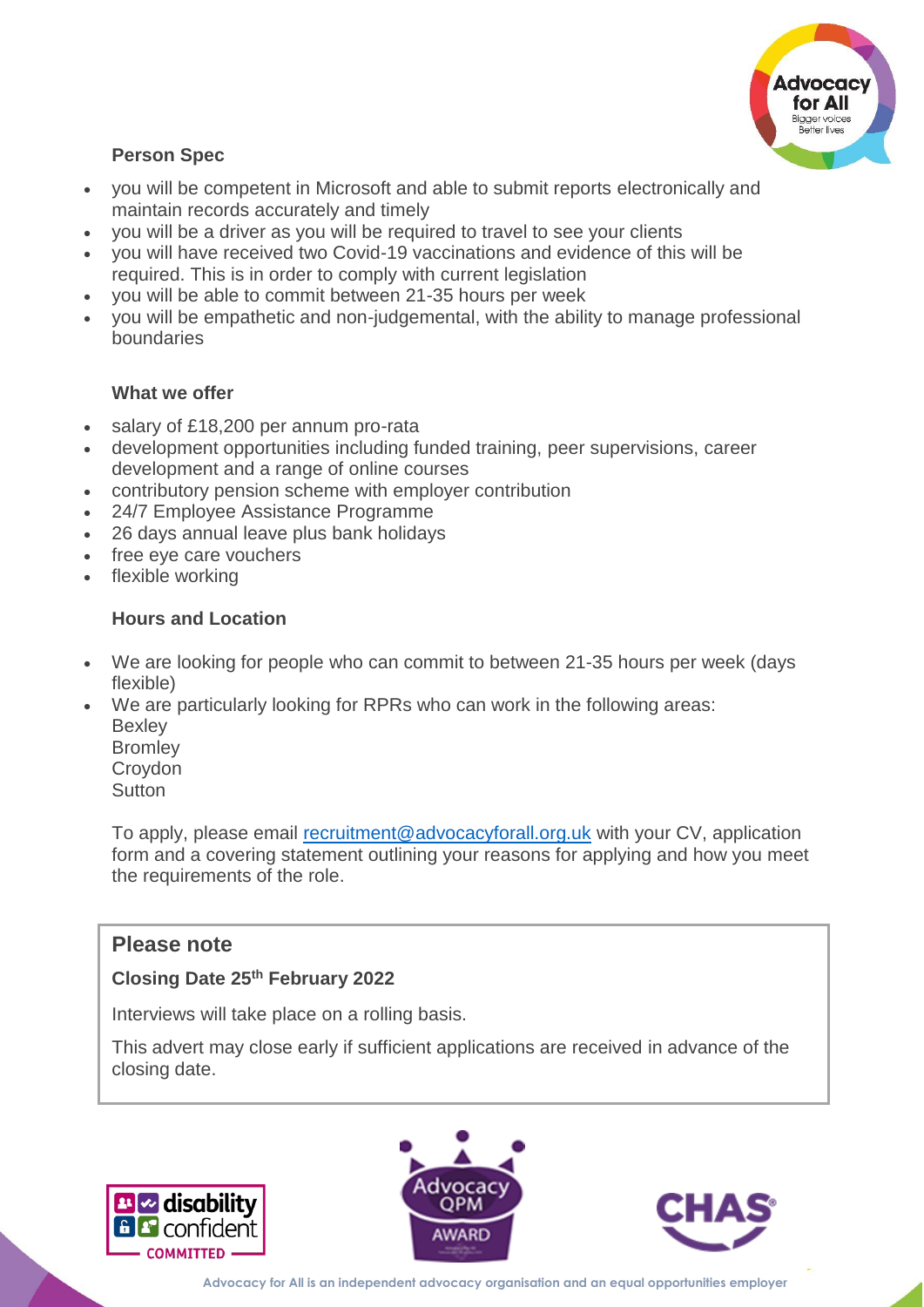**Person Spec**

- you will be competent in Microsoft and able to submit reports electronically and maintain records accurately and timely
- you will be a driver as you will be required to travel to see your clients
- you will have received two Covid-19 vaccinations and evidence of this will be required. This is in order to comply with current legislation
- you will be able to commit between 21-35 hours per week
- you will be empathetic and non-judgemental, with the ability to manage professional boundaries

**What we offer**

- salary of £18,200 per annum pro-rata
- development opportunities including funded training, peer supervisions, career development and a range of online courses
- contributory pension scheme with employer contribution
- 24/7 Employee Assistance Programme
- 26 days annual leave plus bank holidays
- free eye care vouchers
- flexible working

**Hours and Location**

- We are looking for people who can commit to between 21-35 hours per week (days flexible)
- We are particularly looking for RPRs who can work in the following areas:
  Bexley
  Bromley
  Croydon
  Sutton

To apply, please email recruitment@advocacyforall.org.uk with your CV, application form and a covering statement outlining your reasons for applying and how you meet the requirements of the role.

## Please note

**Closing Date 25th February 2022**

Interviews will take place on a rolling basis.

This advert may close early if sufficient applications are received in advance of the closing date.

Advocacy for All is an independent advocacy organisation and an equal opportunities employer